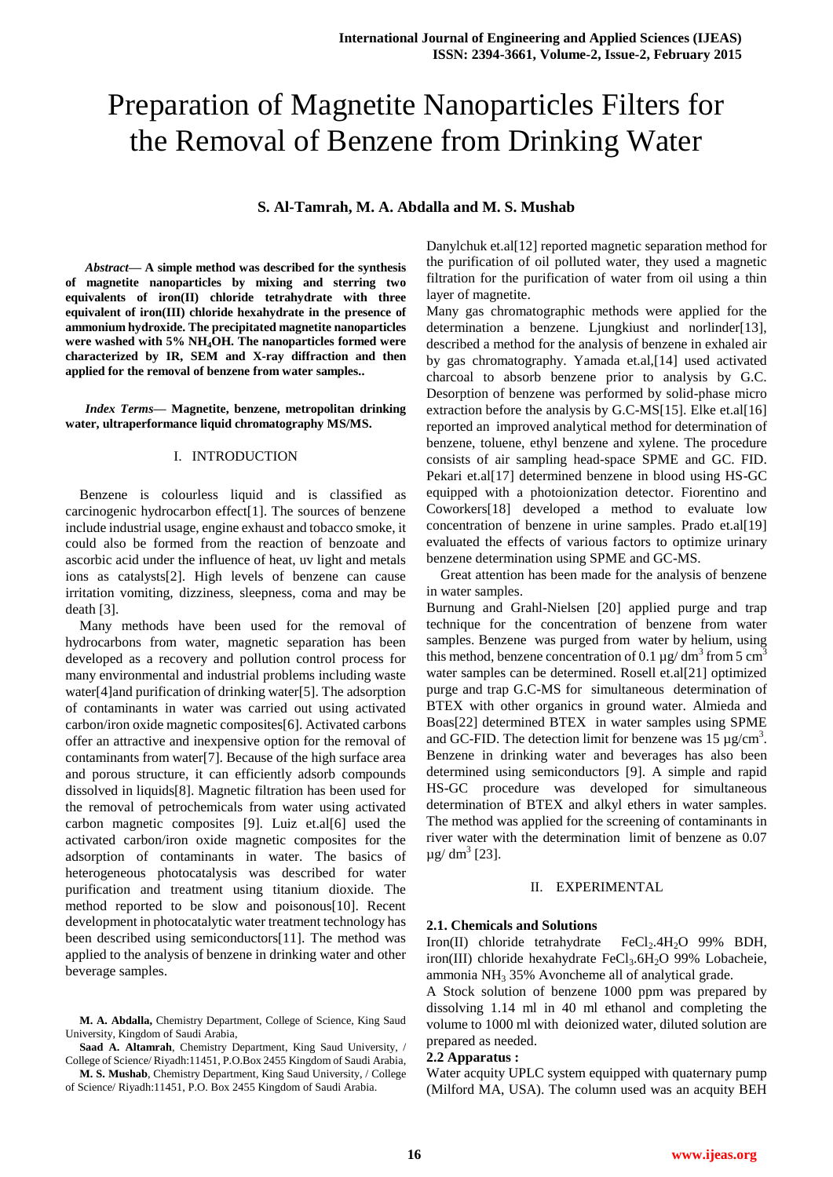# Preparation of Magnetite Nanoparticles Filters for the Removal of Benzene from Drinking Water

**S. Al-Tamrah, M. A. Abdalla and M. S. Mushab**

***Abstract*— A simple method was described for the synthesis of magnetite nanoparticles by mixing and sterring two equivalents of iron(II) chloride tetrahydrate with three equivalent of iron(III) chloride hexahydrate in the presence of ammonium hydroxide. The precipitated magnetite nanoparticles were washed with 5% $NH_4OH$. The nanoparticles formed were characterized by IR, SEM and X-ray diffraction and then applied for the removal of benzene from water samples..**

***Index Terms*— Magnetite, benzene, metropolitan drinking water, ultraperformance liquid chromatography MS/MS.**

M. A. Abdalla, Chemistry Department, College of Science, King Saud University, Kingdom of Saudi Arabia,

Saad A. Altamrah, Chemistry Department, King Saud University, / College of Science/ Riyadh:11451, P.O.Box 2455 Kingdom of Saudi Arabia,

M. S. Mushab, Chemistry Department, King Saud University, / College of Science/ Riyadh:11451, P.O. Box 2455 Kingdom of Saudi Arabia.

## I. INTRODUCTION

Benzene is colourless liquid and is classified as carcinogenic hydrocarbon effect[1]. The sources of benzene include industrial usage, engine exhaust and tobacco smoke, it could also be formed from the reaction of benzoate and ascorbic acid under the influence of heat, uv light and metals ions as catalysts[2]. High levels of benzene can cause irritation vomiting, dizziness, sleepness, coma and may be death [3].

Many methods have been used for the removal of hydrocarbons from water, magnetic separation has been developed as a recovery and pollution control process for many environmental and industrial problems including waste water[4]and purification of drinking water[5]. The adsorption of contaminants in water was carried out using activated carbon/iron oxide magnetic composites[6]. Activated carbons offer an attractive and inexpensive option for the removal of contaminants from water[7]. Because of the high surface area and porous structure, it can efficiently adsorb compounds dissolved in liquids[8]. Magnetic filtration has been used for the removal of petrochemicals from water using activated carbon magnetic composites [9]. Luiz et.al[6] used the activated carbon/iron oxide magnetic composites for the adsorption of contaminants in water. The basics of heterogeneous photocatalysis was described for water purification and treatment using titanium dioxide. The method reported to be slow and poisonous[10]. Recent development in photocatalytic water treatment technology has been described using semiconductors[11]. The method was applied to the analysis of benzene in drinking water and other beverage samples.

Danylchuk et.al[12] reported magnetic separation method for the purification of oil polluted water, they used a magnetic filtration for the purification of water from oil using a thin layer of magnetite.

Many gas chromatographic methods were applied for the determination a benzene. Ljungkiust and norlinder[13], described a method for the analysis of benzene in exhaled air by gas chromatography. Yamada et.al,[14] used activated charcoal to absorb benzene prior to analysis by G.C. Desorption of benzene was performed by solid-phase micro extraction before the analysis by G.C-MS[15]. Elke et.al[16] reported an improved analytical method for determination of benzene, toluene, ethyl benzene and xylene. The procedure consists of air sampling head-space SPME and GC. FID. Pekari et.al[17] determined benzene in blood using HS-GC equipped with a photoionization detector. Fiorentino and Coworkers[18] developed a method to evaluate low concentration of benzene in urine samples. Prado et.al[19] evaluated the effects of various factors to optimize urinary benzene determination using SPME and GC-MS.

Great attention has been made for the analysis of benzene in water samples.

Burnung and Grahl-Nielsen [20] applied purge and trap technique for the concentration of benzene from water samples. Benzene was purged from water by helium, using this method, benzene concentration of 0.1 µg/ $dm^3$ from 5 $cm^3$ water samples can be determined. Rosell et.al[21] optimized purge and trap G.C-MS for simultaneous determination of BTEX with other organics in ground water. Almieda and Boas[22] determined BTEX in water samples using SPME and GC-FID. The detection limit for benzene was 15 µg/$cm^3$. Benzene in drinking water and beverages has also been determined using semiconductors [9]. A simple and rapid HS-GC procedure was developed for simultaneous determination of BTEX and alkyl ethers in water samples. The method was applied for the screening of contaminants in river water with the determination limit of benzene as 0.07 µg/ $dm^3$ [23].

## II. EXPERIMENTAL

### 2.1. Chemicals and Solutions

Iron(II) chloride tetrahydrate $FeCl_2.4H_2O$ 99% BDH, iron(III) chloride hexahydrate $FeCl_3.6H_2O$ 99% Lobacheie, ammonia $NH_3$ 35% Avoncheme all of analytical grade.

A Stock solution of benzene 1000 ppm was prepared by dissolving 1.14 ml in 40 ml ethanol and completing the volume to 1000 ml with deionized water, diluted solution are prepared as needed.

### 2.2 Apparatus :

Water acquity UPLC system equipped with quaternary pump (Milford MA, USA). The column used was an acquity BEH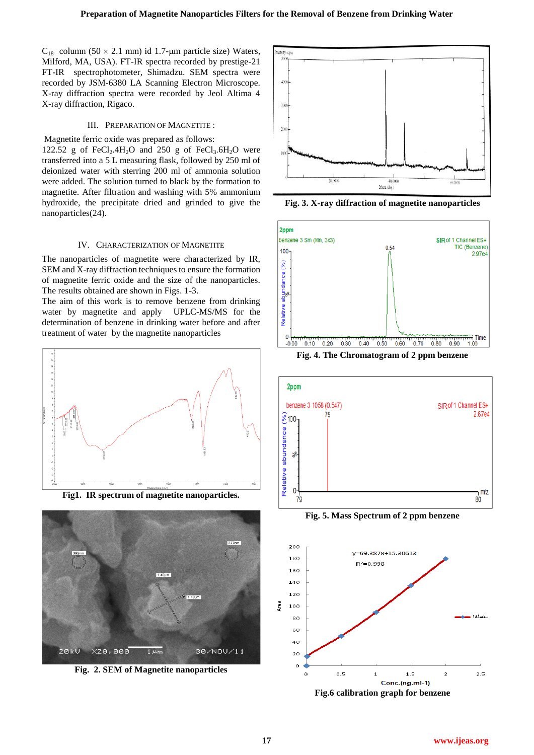$C_{18}$ column (50 × 2.1 mm) id 1.7-µm particle size) Waters, Milford, MA, USA). FT-IR spectra recorded by prestige-21 FT-IR spectrophotometer, Shimadzu. SEM spectra were recorded by JSM-6380 LA Scanning Electron Microscope. X-ray diffraction spectra were recorded by Jeol Altima 4 X-ray diffraction, Rigaco.

## III. PREPARATION OF MAGNETITE :

Magnetite ferric oxide was prepared as follows:
122.52 g of $FeCl_2.4H_2O$ and 250 g of $FeCl_3.6H_2O$ were transferred into a 5 L measuring flask, followed by 250 ml of deionized water with sterring 200 ml of ammonia solution were added. The solution turned to black by the formation to magnetite. After filtration and washing with 5% ammonium hydroxide, the precipitate dried and grinded to give the nanoparticles(24).

## IV. CHARACTERIZATION OF MAGNETITE

The nanoparticles of magnetite were characterized by IR, SEM and X-ray diffraction techniques to ensure the formation of magnetite ferric oxide and the size of the nanoparticles. The results obtained are shown in Figs. 1-3.
The aim of this work is to remove benzene from drinking water by magnetite and apply UPLC-MS/MS for the determination of benzene in drinking water before and after treatment of water by the magnetite nanoparticles

**Fig1. IR spectrum of magnetite nanoparticles.**

**Fig. 2. SEM of Magnetite nanoparticles**

**Fig. 3. X-ray diffraction of magnetite nanoparticles**

**Fig. 4. The Chromatogram of 2 ppm benzene**

**Fig. 5. Mass Spectrum of 2 ppm benzene**

**Fig.6 calibration graph for benzene**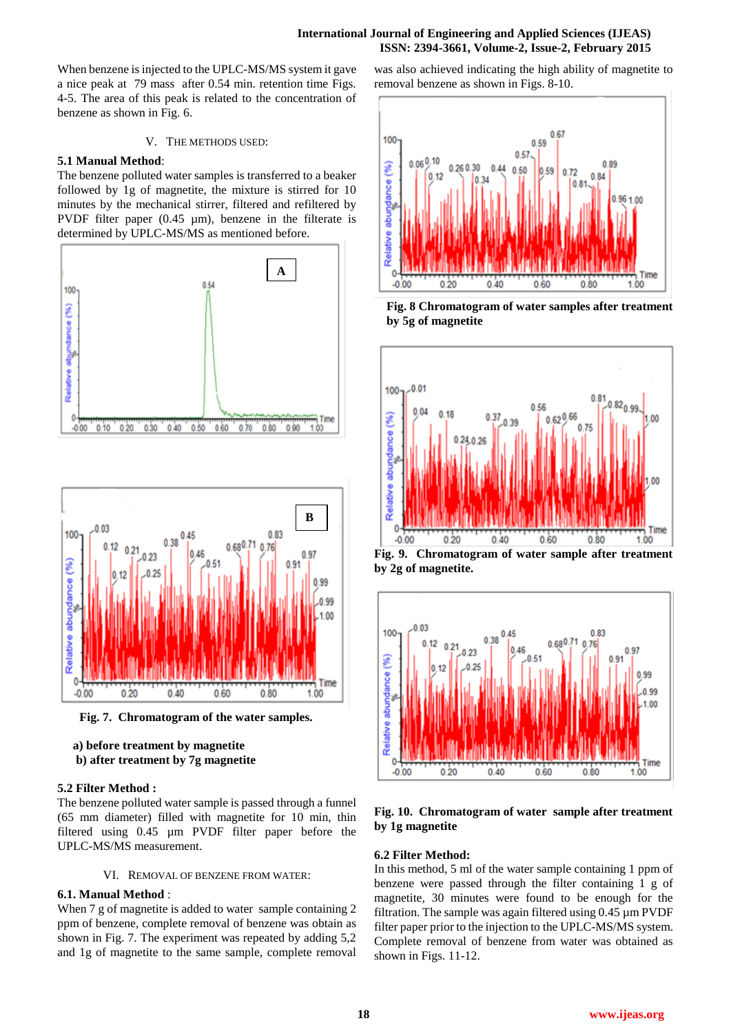When benzene is injected to the UPLC-MS/MS system it gave a nice peak at 79 mass after 0.54 min. retention time Figs. 4-5. The area of this peak is related to the concentration of benzene as shown in Fig. 6.

## V. THE METHODS USED:

### 5.1 Manual Method:

The benzene polluted water samples is transferred to a beaker followed by 1g of magnetite, the mixture is stirred for 10 minutes by the mechanical stirrer, filtered and refiltered by PVDF filter paper (0.45 µm), benzene in the filterate is determined by UPLC-MS/MS as mentioned before.

**Fig. 7. Chromatogram of the water samples.**

**a) before treatment by magnetite**

**b) after treatment by 7g magnetite**

### 5.2 Filter Method :

The benzene polluted water sample is passed through a funnel (65 mm diameter) filled with magnetite for 10 min, thin filtered using 0.45 µm PVDF filter paper before the UPLC-MS/MS measurement.

## VI. REMOVAL OF BENZENE FROM WATER:

### 6.1. Manual Method :

When 7 g of magnetite is added to water sample containing 2 ppm of benzene, complete removal of benzene was obtain as shown in Fig. 7. The experiment was repeated by adding 5,2 and 1g of magnetite to the same sample, complete removal was also achieved indicating the high ability of magnetite to removal benzene as shown in Figs. 8-10.

**Fig. 8 Chromatogram of water samples after treatment by 5g of magnetite**

**Fig. 9. Chromatogram of water sample after treatment by 2g of magnetite.**

**Fig. 10. Chromatogram of water sample after treatment by 1g magnetite**

### 6.2 Filter Method:

In this method, 5 ml of the water sample containing 1 ppm of benzene were passed through the filter containing 1 g of magnetite, 30 minutes were found to be enough for the filtration. The sample was again filtered using 0.45 µm PVDF filter paper prior to the injection to the UPLC-MS/MS system. Complete removal of benzene from water was obtained as shown in Figs. 11-12.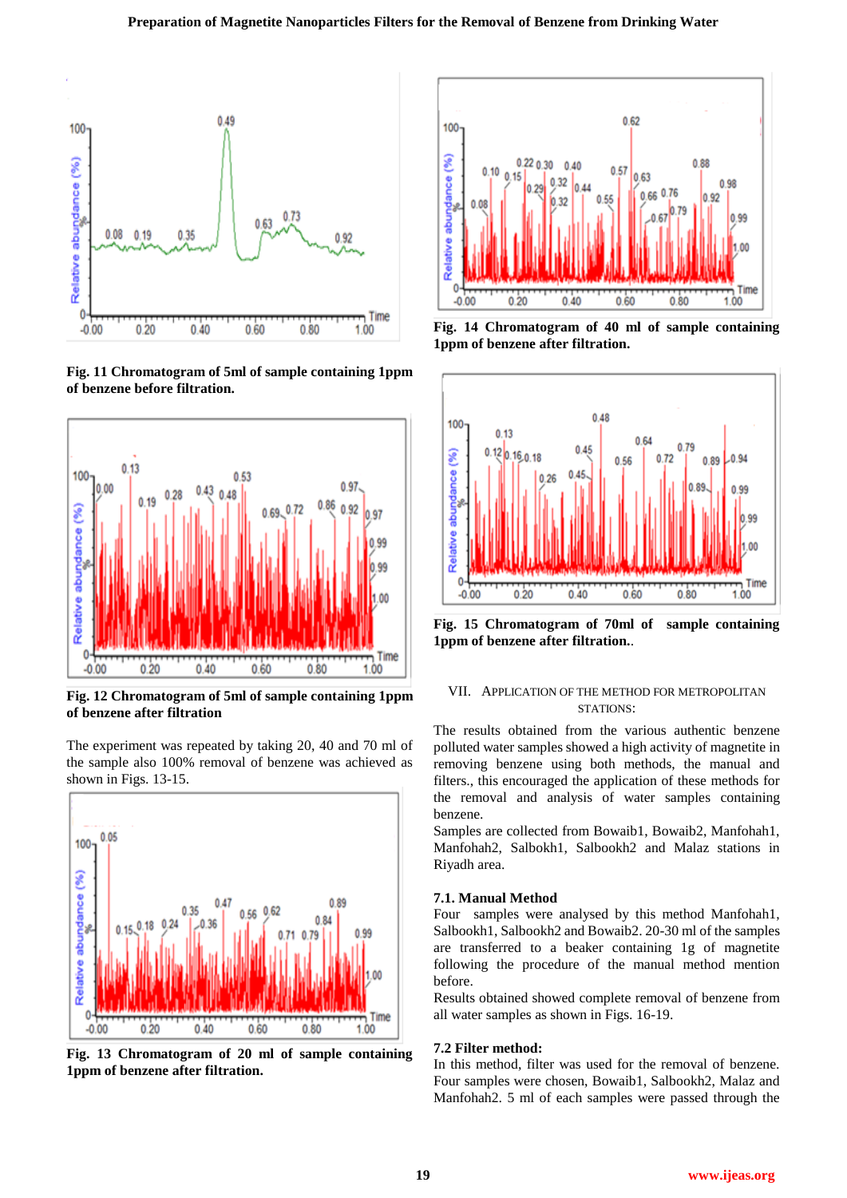Fig. 11 Chromatogram of 5ml of sample containing 1ppm of benzene before filtration.

Fig. 12 Chromatogram of 5ml of sample containing 1ppm of benzene after filtration

The experiment was repeated by taking 20, 40 and 70 ml of the sample also 100% removal of benzene was achieved as shown in Figs. 13-15.

Fig. 13 Chromatogram of 20 ml of sample containing 1ppm of benzene after filtration.

Fig. 14 Chromatogram of 40 ml of sample containing 1ppm of benzene after filtration.

Fig. 15 Chromatogram of 70ml of sample containing 1ppm of benzene after filtration..

## VII. Application of the Method for Metropolitan Stations:

The results obtained from the various authentic benzene polluted water samples showed a high activity of magnetite in removing benzene using both methods, the manual and filters., this encouraged the application of these methods for the removal and analysis of water samples containing benzene.

Samples are collected from Bowaib1, Bowaib2, Manfohah1, Manfohah2, Salbokh1, Salbookh2 and Malaz stations in Riyadh area.

### 7.1. Manual Method

Four samples were analysed by this method Manfohah1, Salbookh1, Salbookh2 and Bowaib2. 20-30 ml of the samples are transferred to a beaker containing 1g of magnetite following the procedure of the manual method mention before.

Results obtained showed complete removal of benzene from all water samples as shown in Figs. 16-19.

### 7.2 Filter method:

In this method, filter was used for the removal of benzene. Four samples were chosen, Bowaib1, Salbookh2, Malaz and Manfohah2. 5 ml of each samples were passed through the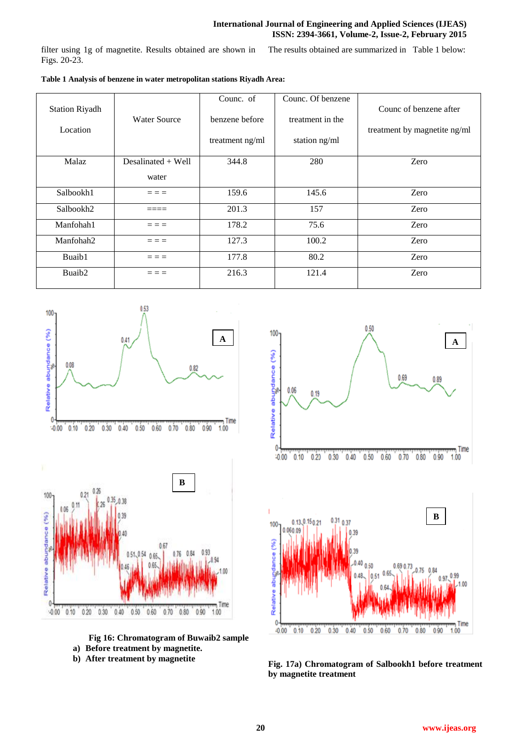filter using 1g of magnetite. Results obtained are shown in Figs. 20-23.

The results obtained are summarized in Table 1 below:

**Table 1 Analysis of benzene in water metropolitan stations Riyadh Area:**

| Station Riyadh Location | Water Source | Counc. of benzene before treatment ng/ml | Counc. Of benzene treatment in the station ng/ml | Counc of benzene after treatment by magnetite ng/ml |
|---|---|---|---|---|
| Malaz | Desalinated + Well water | 344.8 | 280 | Zero |
| Salbookh1 | = = = | 159.6 | 145.6 | Zero |
| Salbookh2 | ==== | 201.3 | 157 | Zero |
| Manfohah1 | = = = | 178.2 | 75.6 | Zero |
| Manfohah2 | = = = | 127.3 | 100.2 | Zero |
| Buaib1 | = = = | 177.8 | 80.2 | Zero |
| Buaib2 | = = = | 216.3 | 121.4 | Zero |

**Fig 16: Chromatogram of Buwaib2 sample**

**a) Before treatment by magnetite.**

**b) After treatment by magnetite**

**Fig. 17a) Chromatogram of Salbookh1 before treatment by magnetite treatment**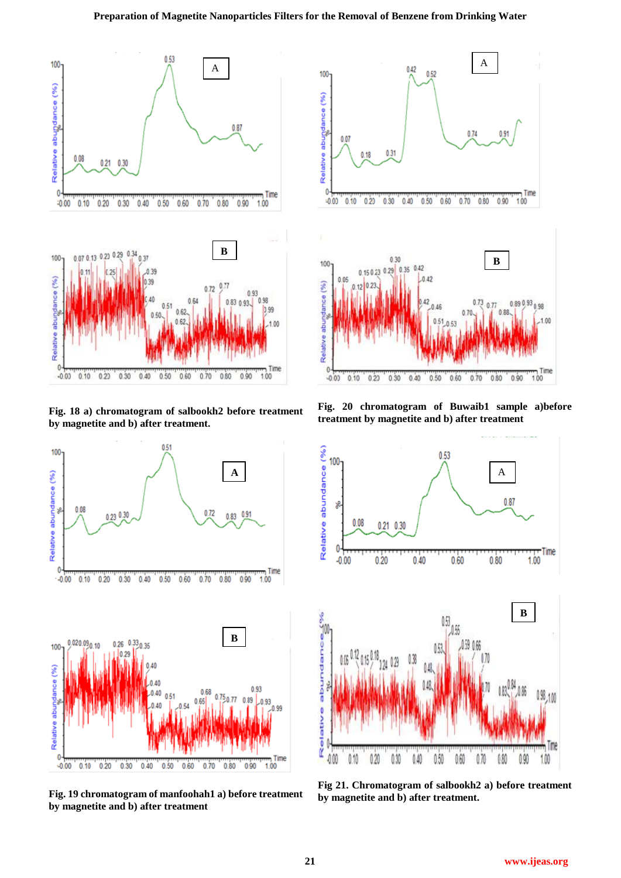Fig. 18 a) chromatogram of salbookh2 before treatment by magnetite and b) after treatment.

Fig. 20 chromatogram of Buwaib1 sample a)before treatment by magnetite and b) after treatment

Fig. 19 chromatogram of manfoohah1 a) before treatment by magnetite and b) after treatment

Fig 21. Chromatogram of salbookh2 a) before treatment by magnetite and b) after treatment.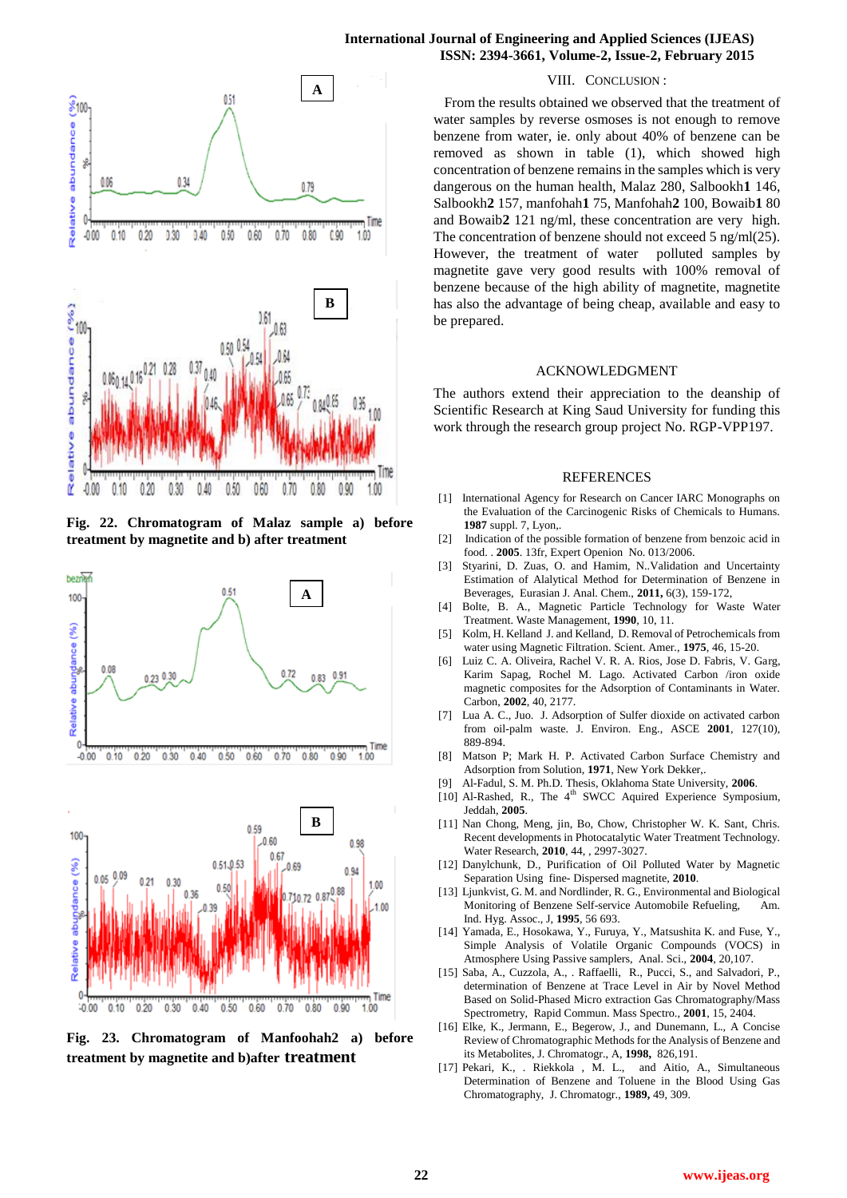Fig. 22. Chromatogram of Malaz sample a) before treatment by magnetite and b) after treatment

Fig. 23. Chromatogram of Manfoohah2 a) before treatment by magnetite and b)after treatment

## VIII. CONCLUSION :

From the results obtained we observed that the treatment of water samples by reverse osmoses is not enough to remove benzene from water, ie. only about 40% of benzene can be removed as shown in table (1), which showed high concentration of benzene remains in the samples which is very dangerous on the human health, Malaz 280, Salbookh**1** 146, Salbookh**2** 157, manfohah**1** 75, Manfohah**2** 100, Bowaib**1** 80 and Bowaib**2** 121 ng/ml, these concentration are very high. The concentration of benzene should not exceed 5 ng/ml(25). However, the treatment of water polluted samples by magnetite gave very good results with 100% removal of benzene because of the high ability of magnetite, magnetite has also the advantage of being cheap, available and easy to be prepared.

## ACKNOWLEDGMENT

The authors extend their appreciation to the deanship of Scientific Research at King Saud University for funding this work through the research group project No. RGP-VPP197.

## REFERENCES

[1] International Agency for Research on Cancer IARC Monographs on the Evaluation of the Carcinogenic Risks of Chemicals to Humans. **1987** suppl. 7, Lyon,.

[2] Indication of the possible formation of benzene from benzoic acid in food. . **2005**. 13fr, Expert Openion No. 013/2006.

[3] Styarini, D. Zuas, O. and Hamim, N..Validation and Uncertainty Estimation of Alalytical Method for Determination of Benzene in Beverages, Eurasian J. Anal. Chem., **2011,** 6(3), 159-172,

[4] Bolte, B. A., Magnetic Particle Technology for Waste Water Treatment. Waste Management, **1990**, 10, 11.

[5] Kolm, H. Kelland and Kelland, D. Removal of Petrochemicals from water using Magnetic Filtration. Scient. Amer., **1975**, 46, 15-20.

[6] Luiz C. A. Oliveira, Rachel V. R. A. Rios, Jose D. Fabris, V. Garg, Karim Sapag, Rochel M. Lago. Activated Carbon /iron oxide magnetic composites for the Adsorption of Contaminants in Water. Carbon, **2002**, 40, 2177.

[7] Lua A. C., Juo. J. Adsorption of Sulfer dioxide on activated carbon from oil-palm waste. J. Environ. Eng., ASCE **2001**, 127(10), 889-894.

[8] Matson P; Mark H. P. Activated Carbon Surface Chemistry and Adsorption from Solution, **1971**, New York Dekker,.

[9] Al-Fadul, S. M. Ph.D. Thesis, Oklahoma State University, **2006**.

[10] Al-Rashed, R., The 4th SWCC Aquired Experience Symposium, Jeddah, **2005**.

[11] Nan Chong, Meng, jin, Bo, Chow, Christopher W. K. Sant, Chris. Recent developments in Photocatalytic Water Treatment Technology. Water Research, **2010**, 44, , 2997-3027.

[12] Danylchunk, D., Purification of Oil Polluted Water by Magnetic Separation Using fine- Dispersed magnetite, **2010**.

[13] Ljunkvist, G. M. and Nordlinder, R. G., Environmental and Biological Monitoring of Benzene Self-service Automobile Refueling, Am. Ind. Hyg. Assoc., J, **1995**, 56 693.

[14] Yamada, E., Hosokawa, Y., Furuya, Y., Matsushita K. and Fuse, Y., Simple Analysis of Volatile Organic Compounds (VOCS) in Atmosphere Using Passive samplers, Anal. Sci., **2004**, 20,107.

[15] Saba, A., Cuzzola, A., . Raffaelli, R., Pucci, S., and Salvadori, P., determination of Benzene at Trace Level in Air by Novel Method Based on Solid-Phased Micro extraction Gas Chromatography/Mass Spectrometry, Rapid Commun. Mass Spectro., **2001**, 15, 2404.

[16] Elke, K., Jermann, E., Begerow, J., and Dunemann, L., A Concise Review of Chromatographic Methods for the Analysis of Benzene and its Metabolites, J. Chromatogr., A, **1998,** 826,191.

[17] Pekari, K., . Riekkola , M. L., and Aitio, A., Simultaneous Determination of Benzene and Toluene in the Blood Using Gas Chromatography, J. Chromatogr., **1989,** 49, 309.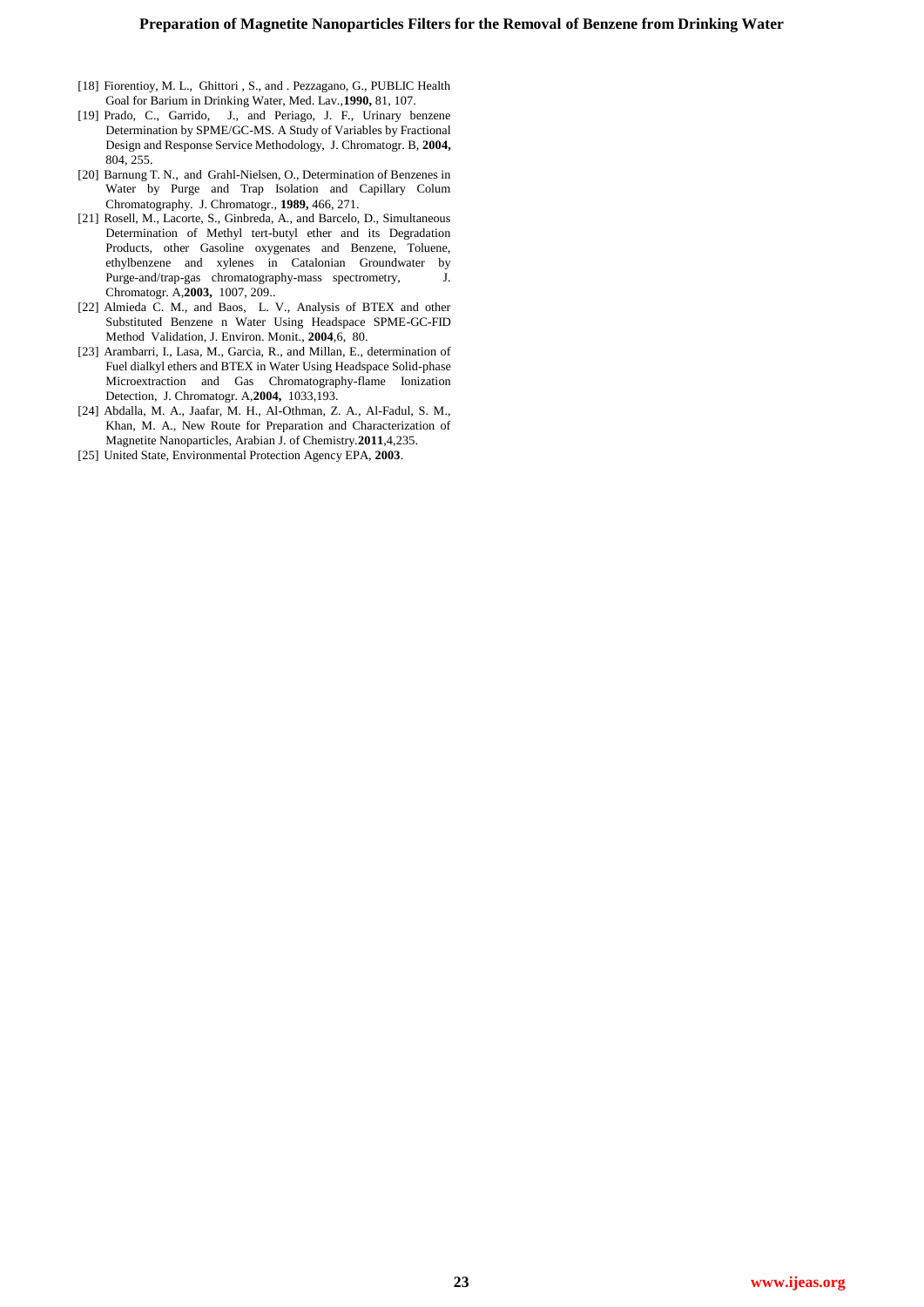[18] Fiorentioy, M. L., Ghittori , S., and . Pezzagano, G., PUBLIC Health Goal for Barium in Drinking Water, Med. Lav.,**1990,** 81, 107.

[19] Prado, C., Garrido, J., and Periago, J. F., Urinary benzene Determination by SPME/GC-MS. A Study of Variables by Fractional Design and Response Service Methodology, J. Chromatogr. B, **2004,** 804, 255.

[20] Barnung T. N., and Grahl-Nielsen, O., Determination of Benzenes in Water by Purge and Trap Isolation and Capillary Colum Chromatography. J. Chromatogr., **1989,** 466, 271.

[21] Rosell, M., Lacorte, S., Ginbreda, A., and Barcelo, D., Simultaneous Determination of Methyl tert-butyl ether and its Degradation Products, other Gasoline oxygenates and Benzene, Toluene, ethylbenzene and xylenes in Catalonian Groundwater by Purge-and/trap-gas chromatography-mass spectrometry, J. Chromatogr. A,**2003,** 1007, 209..

[22] Almieda C. M., and Baos, L. V., Analysis of BTEX and other Substituted Benzene n Water Using Headspace SPME-GC-FID Method Validation, J. Environ. Monit., **2004**,6, 80.

[23] Arambarri, I., Lasa, M., Garcia, R., and Millan, E., determination of Fuel dialkyl ethers and BTEX in Water Using Headspace Solid-phase Microextraction and Gas Chromatography-flame Ionization Detection, J. Chromatogr. A,**2004,** 1033,193.

[24] Abdalla, M. A., Jaafar, M. H., Al-Othman, Z. A., Al-Fadul, S. M., Khan, M. A., New Route for Preparation and Characterization of Magnetite Nanoparticles, Arabian J. of Chemistry.**2011**,4,235.

[25] United State, Environmental Protection Agency EPA, **2003**.